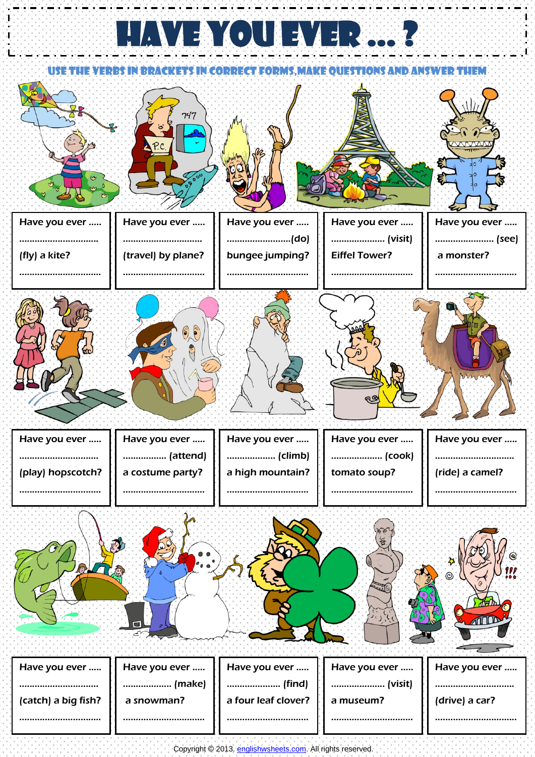# HAVE YOU EVER ... ?

**USE THE VERBS IN BRACKETS IN CORRECT FORMS, MAKE QUESTIONS AND ANSWER THEM**

| | | | | |
|---|---|---|---|---|
| Have you ever ..... ............................... (fly) a kite? ............................... | Have you ever ..... ............................... (travel) by plane? ............................... | Have you ever ..... ........................(do) bungee jumping? ............................... | Have you ever ..... .................... (visit) Eiffel Tower? ............................... | Have you ever ..... .................... (see) a monster? ............................... |
| Have you ever ..... ............................... (play) hopscotch? ............................... | Have you ever ..... ................ (attend) a costume party? ............................... | Have you ever ..... .................. (climb) a high mountain? ............................... | Have you ever ..... ................... (cook) tomato soup? ............................... | Have you ever ..... ............................... (ride) a camel? ............................... |
| Have you ever ..... ............................... (catch) a big fish? ............................... | Have you ever ..... .................. (make) a snowman? ............................... | Have you ever ..... .................... (find) a four leaf clover? ............................... | Have you ever ..... .................... (visit) a museum? ............................... | Have you ever ..... ............................... (drive) a car? ............................... |

Copyright © 2013. englishwsheets.com. All rights reserved.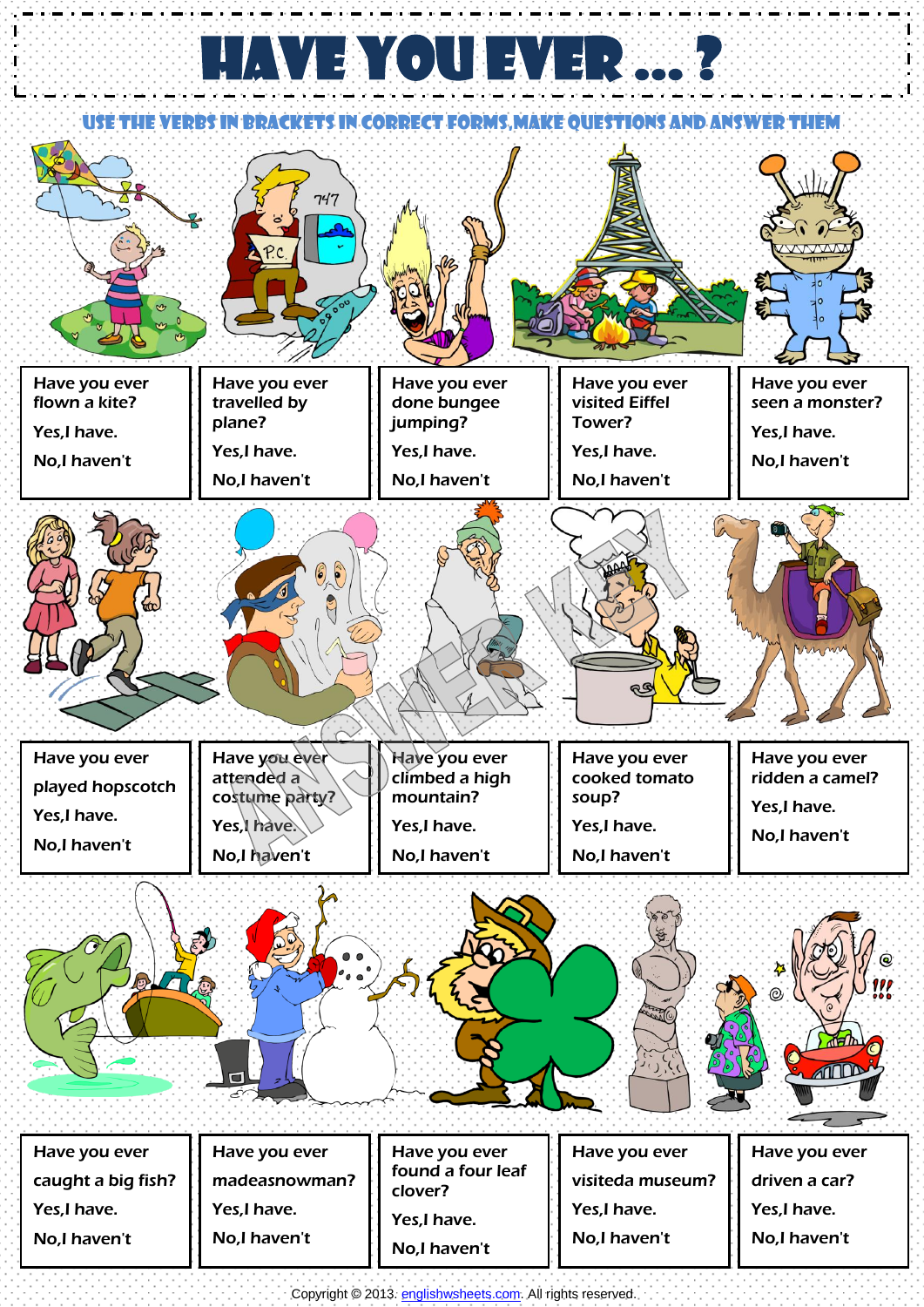# HAVE YOU EVER ... ?

## USE THE VERBS IN BRACKETS IN CORRECT FORMS,MAKE QUESTIONS AND ANSWER THEM

| | | | | |
|---|---|---|---|---|
| Have you ever flown a kite? Yes,I have. No,I haven't | Have you ever travelled by plane? Yes,I have. No,I haven't | Have you ever done bungee jumping? Yes,I have. No,I haven't | Have you ever visited Eiffel Tower? Yes,I have. No,I haven't | Have you ever seen a monster? Yes,I have. No,I haven't |
| Have you ever played hopscotch Yes,I have. No,I haven't | Have you ever attended a costume party? Yes,I have. No,I haven't | Have you ever climbed a high mountain? Yes,I have. No,I haven't | Have you ever cooked tomato soup? Yes,I have. No,I haven't | Have you ever ridden a camel? Yes,I have. No,I haven't |
| Have you ever caught a big fish? Yes,I have. No,I haven't | Have you ever madeasnowman? Yes,I have. No,I haven't | Have you ever found a four leaf clover? Yes,I have. No,I haven't | Have you ever visiteda museum? Yes,I have. No,I haven't | Have you ever driven a car? Yes,I have. No,I haven't |

ANSWER KEY

Copyright © 2013. englishwsheets.com. All rights reserved.